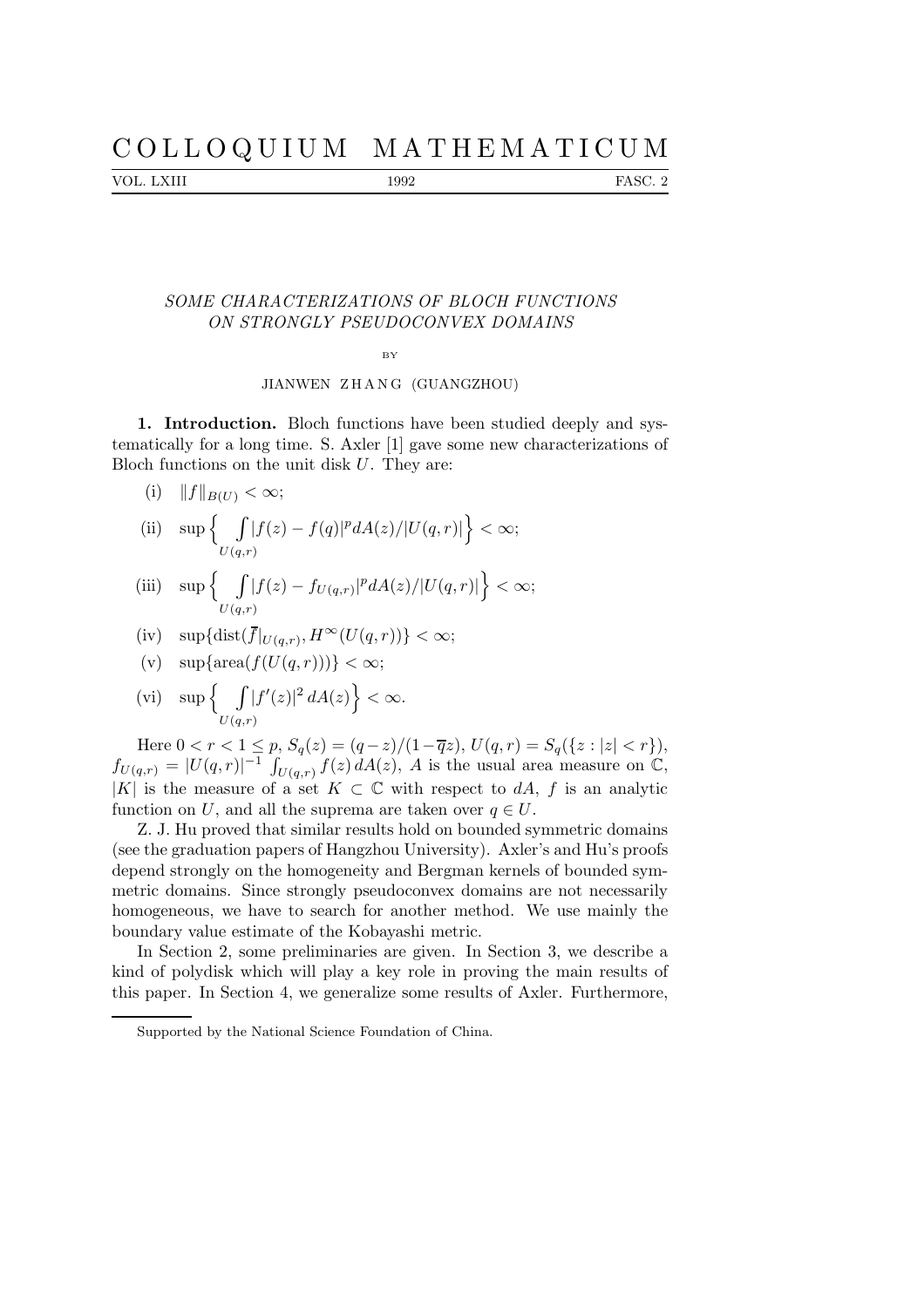# COLLOQUIUM MATHEMATICUM

VOL. LXIII 1992 FASC. 2

## *SOME CHARACTERIZATIONS OF BLOCH FUNCTIONS ON STRONGLY PSEUDOCONVEX DOMAINS*

BY

JIANWEN ZHANG (GUANGZHOU)

**1. Introduction.** Bloch functions have been studied deeply and systematically for a long time. S. Axler [1] gave some new characterizations of Bloch functions on the unit disk $U$. They are:

(i) $\|f\|_{B(U)} < \infty$;

(ii) $\sup\Big\{ \int\limits_{U(q,r)} |f(z) - f(q)|^p dA(z)/|U(q,r)| \Big\} < \infty$;

(iii) $\sup\Big\{ \int\limits_{U(q,r)} |f(z) - f_{U(q,r)}|^p dA(z)/|U(q,r)| \Big\} < \infty$;

(iv) $\sup\{\operatorname{dist}(\overline{f}|_{U(q,r)}, H^\infty(U(q,r))\} < \infty$;

(v) $\sup\{\operatorname{area}(f(U(q,r)))\} < \infty$;

(vi) $\sup\Big\{ \int\limits_{U(q,r)} |f'(z)|^2 \, dA(z) \Big\} < \infty$.

Here $0 < r < 1 \le p$, $S_q(z) = (q - z)/(1 - \overline{q}z)$, $U(q,r) = S_q(\{z : |z| < r\})$, $f_{U(q,r)} = |U(q,r)|^{-1} \int_{U(q,r)} f(z) \, dA(z)$, $A$ is the usual area measure on $\mathbb{C}$, $|K|$ is the measure of a set $K \subset \mathbb{C}$ with respect to $dA$, $f$ is an analytic function on $U$, and all the suprema are taken over $q \in U$.

Z. J. Hu proved that similar results hold on bounded symmetric domains (see the graduation papers of Hangzhou University). Axler's and Hu's proofs depend strongly on the homogeneity and Bergman kernels of bounded symmetric domains. Since strongly pseudoconvex domains are not necessarily homogeneous, we have to search for another method. We use mainly the boundary value estimate of the Kobayashi metric.

In Section 2, some preliminaries are given. In Section 3, we describe a kind of polydisk which will play a key role in proving the main results of this paper. In Section 4, we generalize some results of Axler. Furthermore,

Supported by the National Science Foundation of China.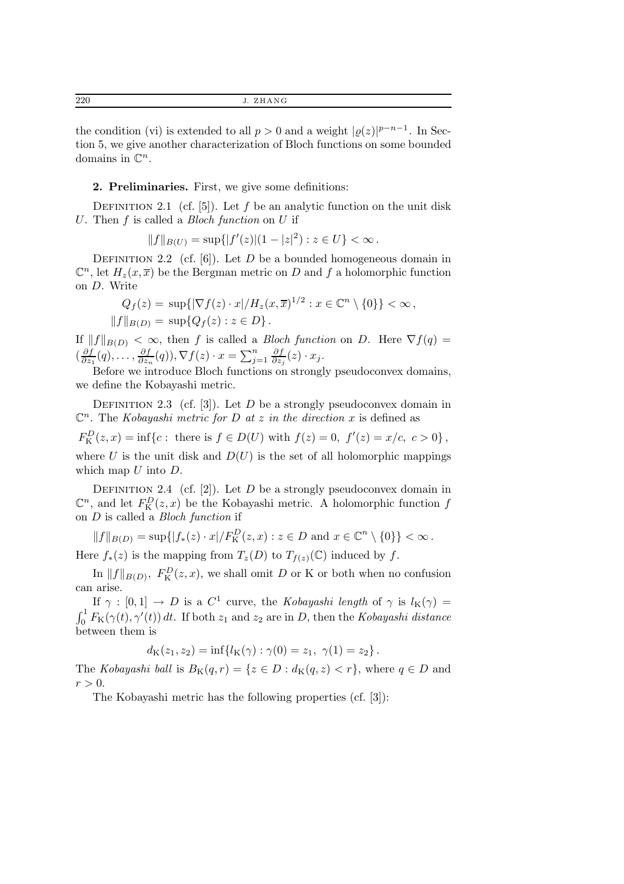the condition (vi) is extended to all $p > 0$ and a weight $|\varrho(z)|^{p-n-1}$. In Section 5, we give another characterization of Bloch functions on some bounded domains in $\mathbb{C}^n$.

## 2. Preliminaries.

First, we give some definitions:

Definition 2.1 (cf. [5]). Let $f$ be an analytic function on the unit disk $U$. Then $f$ is called a *Bloch function* on $U$ if

$$\|f\|_{B(U)} = \sup\{|f'(z)|(1-|z|^2) : z \in U\} < \infty .$$

Definition 2.2 (cf. [6]). Let $D$ be a bounded homogeneous domain in $\mathbb{C}^n$, let $H_z(x,\overline{x})$ be the Bergman metric on $D$ and $f$ a holomorphic function on $D$. Write

$$Q_f(z) = \sup\{|\nabla f(z) \cdot x|/H_z(x,\overline{x})^{1/2} : x \in \mathbb{C}^n \setminus \{0\}\} < \infty ,$$
$$\|f\|_{B(D)} = \sup\{Q_f(z) : z \in D\} .$$

If $\|f\|_{B(D)} < \infty$, then $f$ is called a *Bloch function* on $D$. Here $\nabla f(q) = (\frac{\partial f}{\partial z_1}(q), \ldots, \frac{\partial f}{\partial z_n}(q)), \nabla f(z) \cdot x = \sum_{j=1}^{n} \frac{\partial f}{\partial z_j}(z) \cdot x_j$.

Before we introduce Bloch functions on strongly pseudoconvex domains, we define the Kobayashi metric.

Definition 2.3 (cf. [3]). Let $D$ be a strongly pseudoconvex domain in $\mathbb{C}^n$. The *Kobayashi metric for $D$ at $z$ in the direction $x$* is defined as

$$F^D_{\mathrm{K}}(z,x) = \inf\{c : \text{ there is } f \in D(U) \text{ with } f(z) = 0,\ f'(z) = x/c,\ c > 0\} ,$$

where $U$ is the unit disk and $D(U)$ is the set of all holomorphic mappings which map $U$ into $D$.

Definition 2.4 (cf. [2]). Let $D$ be a strongly pseudoconvex domain in $\mathbb{C}^n$, and let $F^D_{\mathrm{K}}(z,x)$ be the Kobayashi metric. A holomorphic function $f$ on $D$ is called a *Bloch function* if

$$\|f\|_{B(D)} = \sup\{|f_*(z) \cdot x|/F^D_{\mathrm{K}}(z,x) : z \in D \text{ and } x \in \mathbb{C}^n \setminus \{0\}\} < \infty .$$

Here $f_*(z)$ is the mapping from $T_z(D)$ to $T_{f(z)}(\mathbb{C})$ induced by $f$.

In $\|f\|_{B(D)}$, $F^D_{\mathrm{K}}(z,x)$, we shall omit $D$ or K or both when no confusion can arise.

If $\gamma : [0,1] \to D$ is a $C^1$ curve, the *Kobayashi length* of $\gamma$ is $l_{\mathrm{K}}(\gamma) = \int_0^1 F_{\mathrm{K}}(\gamma(t), \gamma'(t))\, dt$. If both $z_1$ and $z_2$ are in $D$, then the *Kobayashi distance* between them is

$$d_{\mathrm{K}}(z_1,z_2) = \inf\{l_{\mathrm{K}}(\gamma) : \gamma(0) = z_1,\ \gamma(1) = z_2\} .$$

The *Kobayashi ball* is $B_{\mathrm{K}}(q,r) = \{z \in D : d_{\mathrm{K}}(q,z) < r\}$, where $q \in D$ and $r > 0$.

The Kobayashi metric has the following properties (cf. [3]):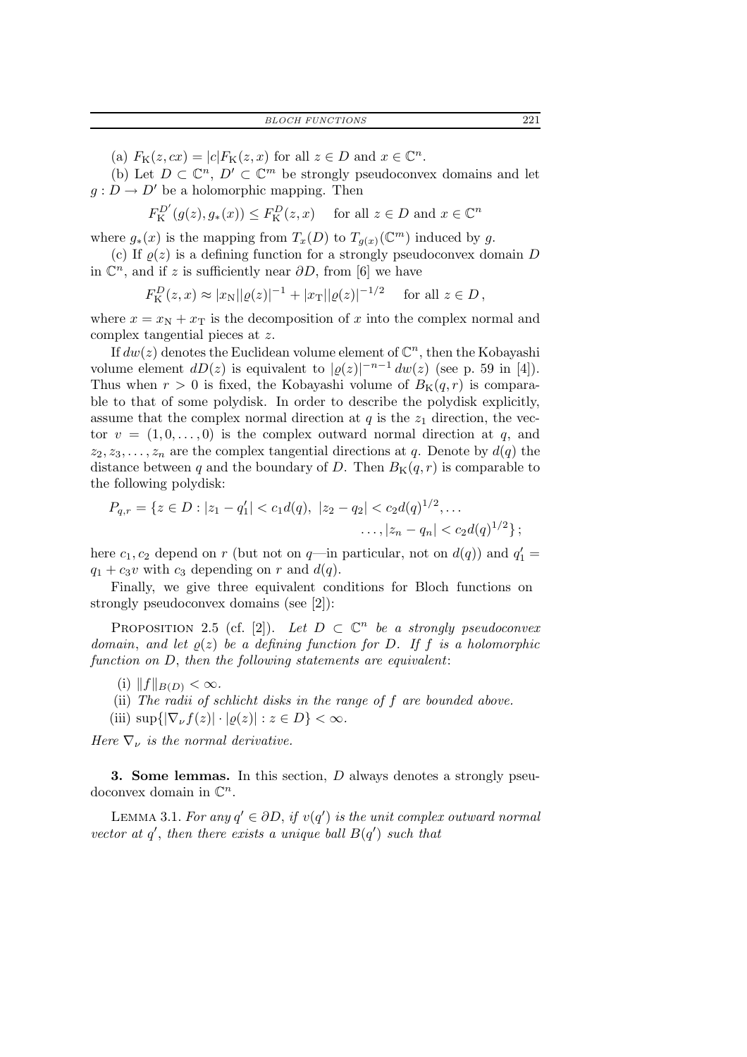(a) $F_{\mathrm{K}}(z, cx) = |c| F_{\mathrm{K}}(z, x)$ for all $z \in D$ and $x \in \mathbb{C}^n$.

(b) Let $D \subset \mathbb{C}^n$, $D' \subset \mathbb{C}^m$ be strongly pseudoconvex domains and let $g : D \to D'$ be a holomorphic mapping. Then

$$F_{\mathrm{K}}^{D'}(g(z), g_*(x)) \le F_{\mathrm{K}}^{D}(z, x) \quad \text{for all } z \in D \text{ and } x \in \mathbb{C}^n$$

where $g_*(x)$ is the mapping from $T_x(D)$ to $T_{g(x)}(\mathbb{C}^m)$ induced by $g$.

(c) If $\varrho(z)$ is a defining function for a strongly pseudoconvex domain $D$ in $\mathbb{C}^n$, and if $z$ is sufficiently near $\partial D$, from [6] we have

$$F_{\mathrm{K}}^{D}(z, x) \approx |x_{\mathrm{N}}||\varrho(z)|^{-1} + |x_{\mathrm{T}}||\varrho(z)|^{-1/2} \quad \text{for all } z \in D\,,$$

where $x = x_{\mathrm{N}} + x_{\mathrm{T}}$ is the decomposition of $x$ into the complex normal and complex tangential pieces at $z$.

If $dw(z)$ denotes the Euclidean volume element of $\mathbb{C}^n$, then the Kobayashi volume element $dD(z)$ is equivalent to $|\varrho(z)|^{-n-1}\, dw(z)$ (see p. 59 in [4]). Thus when $r > 0$ is fixed, the Kobayashi volume of $B_{\mathrm{K}}(q, r)$ is comparable to that of some polydisk. In order to describe the polydisk explicitly, assume that the complex normal direction at $q$ is the $z_1$ direction, the vector $v = (1, 0, \ldots, 0)$ is the complex outward normal direction at $q$, and $z_2, z_3, \ldots, z_n$ are the complex tangential directions at $q$. Denote by $d(q)$ the distance between $q$ and the boundary of $D$. Then $B_{\mathrm{K}}(q, r)$ is comparable to the following polydisk:

$$P_{q,r} = \{z \in D : |z_1 - q_1'| < c_1 d(q),\ |z_2 - q_2| < c_2 d(q)^{1/2}, \ldots \\ \ldots, |z_n - q_n| < c_2 d(q)^{1/2}\}\,;$$

here $c_1, c_2$ depend on $r$ (but not on $q$—in particular, not on $d(q)$) and $q_1' = q_1 + c_3 v$ with $c_3$ depending on $r$ and $d(q)$.

Finally, we give three equivalent conditions for Bloch functions on strongly pseudoconvex domains (see [2]):

Proposition 2.5 (cf. [2]). *Let $D \subset \mathbb{C}^n$ be a strongly pseudoconvex domain, and let $\varrho(z)$ be a defining function for $D$. If $f$ is a holomorphic function on $D$, then the following statements are equivalent*:

(i) $\|f\|_{B(D)} < \infty$.

(ii) *The radii of schlicht disks in the range of $f$ are bounded above.*

(iii) $\sup\{|\nabla_\nu f(z)| \cdot |\varrho(z)| : z \in D\} < \infty$.

*Here $\nabla_\nu$ is the normal derivative.*

**3. Some lemmas.** In this section, $D$ always denotes a strongly pseudoconvex domain in $\mathbb{C}^n$.

Lemma 3.1. *For any $q' \in \partial D$, if $v(q')$ is the unit complex outward normal vector at $q'$, then there exists a unique ball $B(q')$ such that*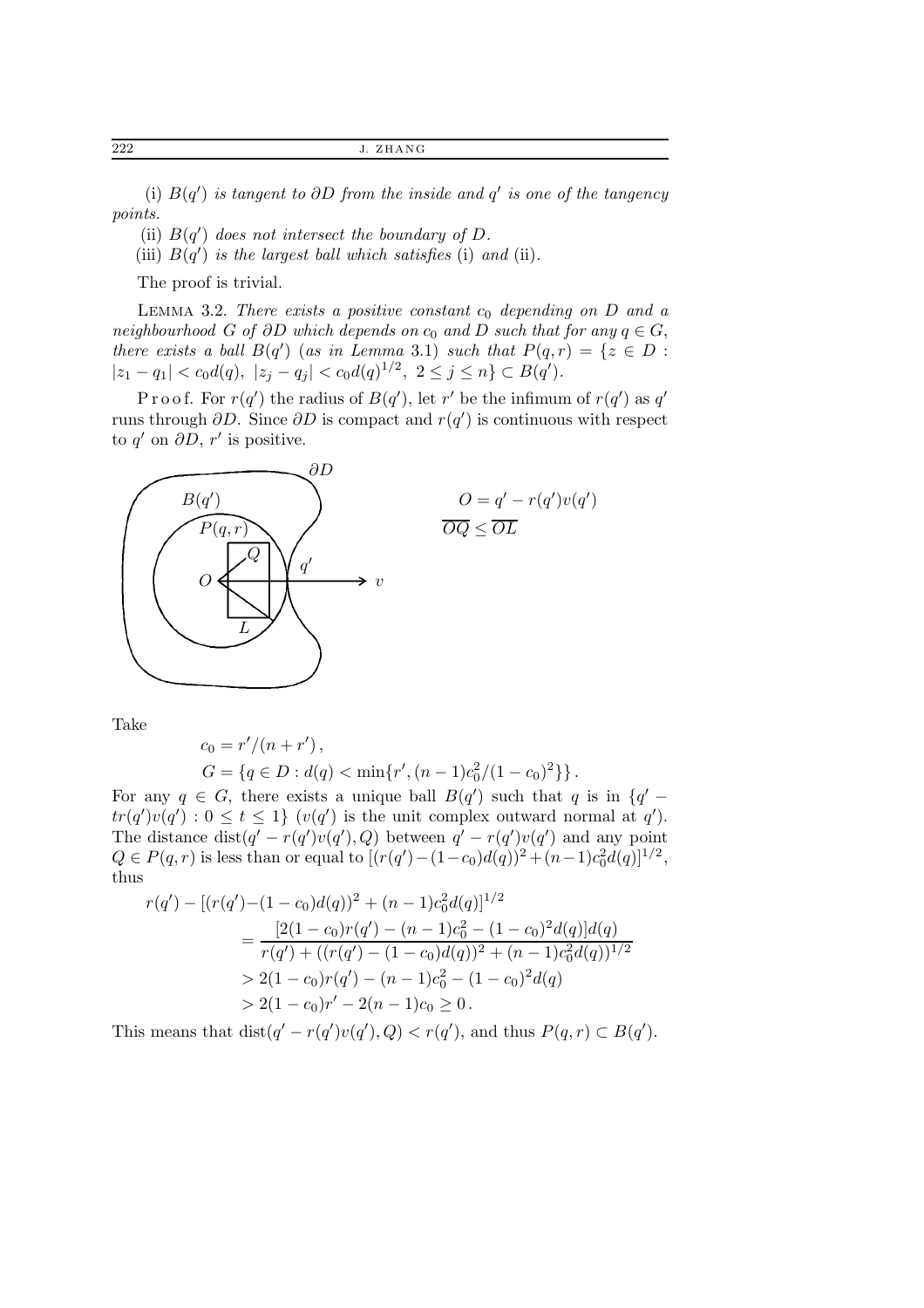(i) $B(q')$ *is tangent to* $\partial D$ *from the inside and* $q'$ *is one of the tangency points.*

(ii) $B(q')$ *does not intersect the boundary of* $D$.

(iii) $B(q')$ *is the largest ball which satisfies* (i) *and* (ii).

The proof is trivial.

LEMMA 3.2. *There exists a positive constant* $c_0$ *depending on* $D$ *and a neighbourhood* $G$ *of* $\partial D$ *which depends on* $c_0$ *and* $D$ *such that for any* $q \in G$, *there exists a ball* $B(q')$ (*as in Lemma* 3.1) *such that* $P(q,r) = \{z \in D : |z_1 - q_1| < c_0 d(q),\ |z_j - q_j| < c_0 d(q)^{1/2},\ 2 \le j \le n\} \subset B(q')$.

Proof. For $r(q')$ the radius of $B(q')$, let $r'$ be the infimum of $r(q')$ as $q'$ runs through $\partial D$. Since $\partial D$ is compact and $r(q')$ is continuous with respect to $q'$ on $\partial D$, $r'$ is positive.

$$O = q' - r(q')v(q')$$
$$\overline{OQ} \le \overline{OL}$$

Take

$$c_0 = r'/(n + r'),$$
$$G = \{q \in D : d(q) < \min\{r', (n-1)c_0^2/(1-c_0)^2\}\}.$$

For any $q \in G$, there exists a unique ball $B(q')$ such that $q$ is in $\{q' - tr(q')v(q') : 0 \le t \le 1\}$ ($v(q')$ is the unit complex outward normal at $q'$). The distance $\mathrm{dist}(q' - r(q')v(q'), Q)$ between $q' - r(q')v(q')$ and any point $Q \in P(q,r)$ is less than or equal to $[(r(q') - (1-c_0)d(q))^2 + (n-1)c_0^2 d(q)]^{1/2}$, thus

$$\begin{aligned}
r(q') - [(r(q') &- (1-c_0)d(q))^2 + (n-1)c_0^2 d(q)]^{1/2} \\
&= \frac{[2(1-c_0)r(q') - (n-1)c_0^2 - (1-c_0)^2 d(q)]d(q)}{r(q') + ((r(q') - (1-c_0)d(q))^2 + (n-1)c_0^2 d(q))^{1/2}} \\
&> 2(1-c_0)r(q') - (n-1)c_0^2 - (1-c_0)^2 d(q) \\
&> 2(1-c_0)r' - 2(n-1)c_0 \ge 0\,.
\end{aligned}$$

This means that $\mathrm{dist}(q' - r(q')v(q'), Q) < r(q')$, and thus $P(q,r) \subset B(q')$.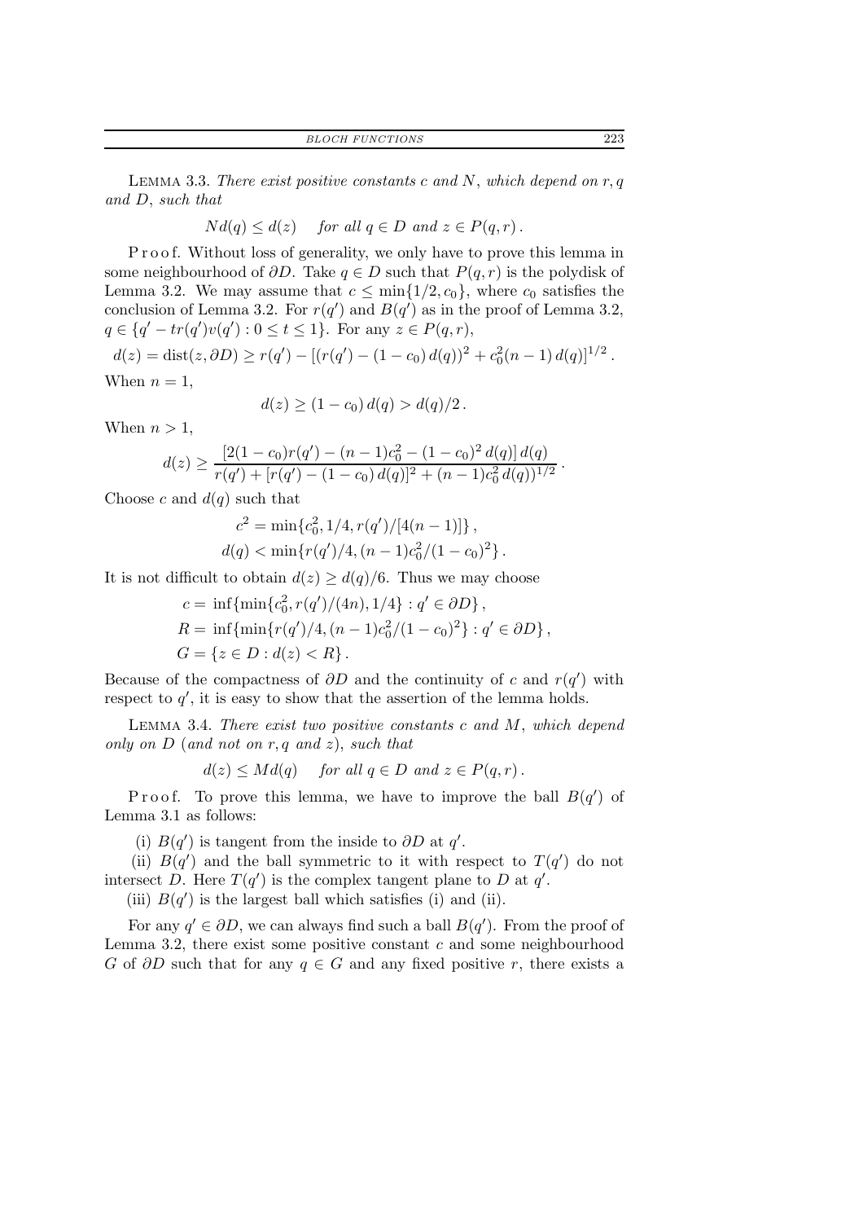Lemma 3.3. *There exist positive constants $c$ and $N$, which depend on $r, q$ and $D$, such that*

$$Nd(q) \le d(z) \quad \text{for all } q \in D \text{ and } z \in P(q,r)\,.$$

P r o o f. Without loss of generality, we only have to prove this lemma in some neighbourhood of $\partial D$. Take $q \in D$ such that $P(q,r)$ is the polydisk of Lemma 3.2. We may assume that $c \le \min\{1/2, c_0\}$, where $c_0$ satisfies the conclusion of Lemma 3.2. For $r(q')$ and $B(q')$ as in the proof of Lemma 3.2, $q \in \{q' - tr(q')v(q') : 0 \le t \le 1\}$. For any $z \in P(q,r)$,

$$d(z) = \operatorname{dist}(z, \partial D) \ge r(q') - [(r(q') - (1-c_0)\,d(q))^2 + c_0^2(n-1)\,d(q)]^{1/2}\,.$$

When $n = 1$,

$$d(z) \ge (1-c_0)\,d(q) > d(q)/2\,.$$

When $n > 1$,

$$d(z) \ge \frac{[2(1-c_0)r(q') - (n-1)c_0^2 - (1-c_0)^2\,d(q)]\,d(q)}{r(q') + [r(q') - (1-c_0)\,d(q)]^2 + (n-1)c_0^2\,d(q))^{1/2}}\,.$$

Choose $c$ and $d(q)$ such that

$$c^2 = \min\{c_0^2, 1/4, r(q')/[4(n-1)]\}\,,$$
$$d(q) < \min\{r(q')/4, (n-1)c_0^2/(1-c_0)^2\}\,.$$

It is not difficult to obtain $d(z) \ge d(q)/6$. Thus we may choose

$$c = \inf\{\min\{c_0^2, r(q')/(4n), 1/4\} : q' \in \partial D\}\,,$$
$$R = \inf\{\min\{r(q')/4, (n-1)c_0^2/(1-c_0)^2\} : q' \in \partial D\}\,,$$
$$G = \{z \in D : d(z) < R\}\,.$$

Because of the compactness of $\partial D$ and the continuity of $c$ and $r(q')$ with respect to $q'$, it is easy to show that the assertion of the lemma holds.

Lemma 3.4. *There exist two positive constants $c$ and $M$, which depend only on $D$ (and not on $r, q$ and $z$), such that*

$$d(z) \le Md(q) \quad \text{for all } q \in D \text{ and } z \in P(q,r)\,.$$

P r o o f. To prove this lemma, we have to improve the ball $B(q')$ of Lemma 3.1 as follows:

(i) $B(q')$ is tangent from the inside to $\partial D$ at $q'$.

(ii) $B(q')$ and the ball symmetric to it with respect to $T(q')$ do not intersect $D$. Here $T(q')$ is the complex tangent plane to $D$ at $q'$.

(iii) $B(q')$ is the largest ball which satisfies (i) and (ii).

For any $q' \in \partial D$, we can always find such a ball $B(q')$. From the proof of Lemma 3.2, there exist some positive constant $c$ and some neighbourhood $G$ of $\partial D$ such that for any $q \in G$ and any fixed positive $r$, there exists a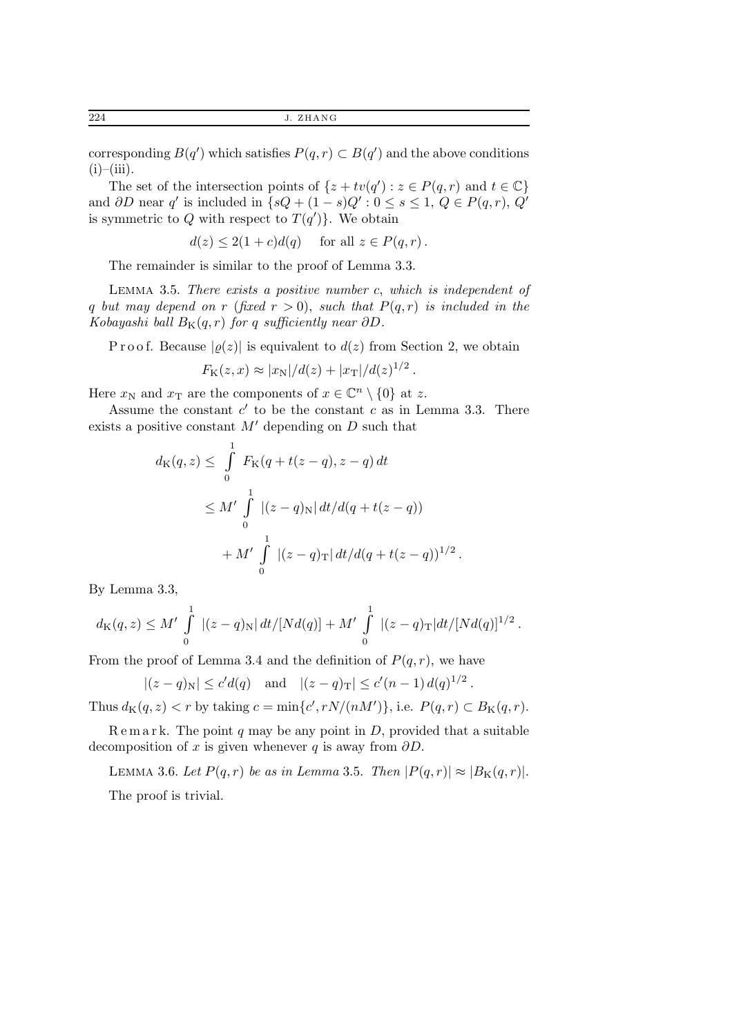corresponding $B(q')$ which satisfies $P(q,r) \subset B(q')$ and the above conditions (i)–(iii).

The set of the intersection points of $\{z + tv(q') : z \in P(q,r) \text{ and } t \in \mathbb{C}\}$ and $\partial D$ near $q'$ is included in $\{sQ + (1-s)Q' : 0 \le s \le 1,\ Q \in P(q,r),\ Q'$ is symmetric to $Q$ with respect to $T(q')\}$. We obtain

$$d(z) \le 2(1+c)d(q) \quad \text{for all } z \in P(q,r)\,.$$

The remainder is similar to the proof of Lemma 3.3.

LEMMA 3.5. *There exists a positive number $c$, which is independent of $q$ but may depend on $r$ (fixed $r > 0$), such that $P(q,r)$ is included in the Kobayashi ball $B_{\mathrm{K}}(q,r)$ for $q$ sufficiently near $\partial D$.*

Proof. Because $|\varrho(z)|$ is equivalent to $d(z)$ from Section 2, we obtain

$$F_{\mathrm{K}}(z,x) \approx |x_{\mathrm{N}}|/d(z) + |x_{\mathrm{T}}|/d(z)^{1/2}\,.$$

Here $x_{\mathrm{N}}$ and $x_{\mathrm{T}}$ are the components of $x \in \mathbb{C}^n \setminus \{0\}$ at $z$.

Assume the constant $c'$ to be the constant $c$ as in Lemma 3.3. There exists a positive constant $M'$ depending on $D$ such that

$$\begin{aligned}
d_{\mathrm{K}}(q,z) &\le \int_0^1 F_{\mathrm{K}}(q + t(z-q), z-q)\,dt \\
&\le M' \int_0^1 |(z-q)_{\mathrm{N}}|\,dt/d(q+t(z-q)) \\
&\quad + M' \int_0^1 |(z-q)_{\mathrm{T}}|\,dt/d(q+t(z-q))^{1/2}\,.
\end{aligned}$$

By Lemma 3.3,

$$d_{\mathrm{K}}(q,z) \le M' \int_0^1 |(z-q)_{\mathrm{N}}|\,dt/[Nd(q)] + M' \int_0^1 |(z-q)_{\mathrm{T}}|dt/[Nd(q)]^{1/2}\,.$$

From the proof of Lemma 3.4 and the definition of $P(q,r)$, we have

$$|(z-q)_{\mathrm{N}}| \le c'd(q) \quad \text{and} \quad |(z-q)_{\mathrm{T}}| \le c'(n-1)\,d(q)^{1/2}\,.$$

Thus $d_{\mathrm{K}}(q,z) < r$ by taking $c = \min\{c', rN/(nM')\}$, i.e. $P(q,r) \subset B_{\mathrm{K}}(q,r)$.

Remark. The point $q$ may be any point in $D$, provided that a suitable decomposition of $x$ is given whenever $q$ is away from $\partial D$.

LEMMA 3.6. *Let $P(q,r)$ be as in Lemma 3.5. Then $|P(q,r)| \approx |B_{\mathrm{K}}(q,r)|$.*

The proof is trivial.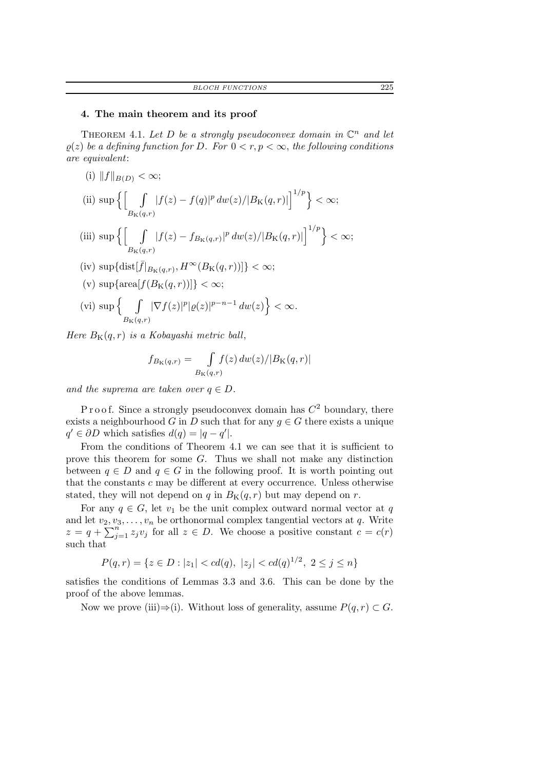## 4. The main theorem and its proof

THEOREM 4.1. *Let $D$ be a strongly pseudoconvex domain in $\mathbb{C}^n$ and let $\varrho(z)$ be a defining function for $D$. For $0 < r, p < \infty$, the following conditions are equivalent*:

(i) $\|f\|_{B(D)} < \infty$;

(ii) $\sup\Big\{\Big[\int\limits_{B_{\mathrm{K}}(q,r)} |f(z) - f(q)|^p\, dw(z)/|B_{\mathrm{K}}(q,r)|\Big]^{1/p}\Big\} < \infty$;

(iii) $\sup\Big\{\Big[\int\limits_{B_{\mathrm{K}}(q,r)} |f(z) - f_{B_{\mathrm{K}}(q,r)}|^p\, dw(z)/|B_{\mathrm{K}}(q,r)|\Big]^{1/p}\Big\} < \infty$;

(iv) $\sup\{\mathrm{dist}[\bar{f}|_{B_{\mathrm{K}}(q,r)}, H^\infty(B_{\mathrm{K}}(q,r))]\} < \infty$;

(v) $\sup\{\mathrm{area}[f(B_{\mathrm{K}}(q,r))]\} < \infty$;

(vi) $\sup\Big\{\int\limits_{B_{\mathrm{K}}(q,r)} |\nabla f(z)|^p |\varrho(z)|^{p-n-1}\, dw(z)\Big\} < \infty$.

*Here $B_{\mathrm{K}}(q,r)$ is a Kobayashi metric ball*,

$$f_{B_{\mathrm{K}}(q,r)} = \int\limits_{B_{\mathrm{K}}(q,r)} f(z)\, dw(z)/|B_{\mathrm{K}}(q,r)|$$

*and the suprema are taken over $q \in D$.*

Proof. Since a strongly pseudoconvex domain has $C^2$ boundary, there exists a neighbourhood $G$ in $D$ such that for any $g \in G$ there exists a unique $q' \in \partial D$ which satisfies $d(q) = |q - q'|$.

From the conditions of Theorem 4.1 we can see that it is sufficient to prove this theorem for some $G$. Thus we shall not make any distinction between $q \in D$ and $q \in G$ in the following proof. It is worth pointing out that the constants $c$ may be different at every occurrence. Unless otherwise stated, they will not depend on $q$ in $B_{\mathrm{K}}(q,r)$ but may depend on $r$.

For any $q \in G$, let $v_1$ be the unit complex outward normal vector at $q$ and let $v_2, v_3, \ldots, v_n$ be orthonormal complex tangential vectors at $q$. Write $z = q + \sum_{j=1}^n z_j v_j$ for all $z \in D$. We choose a positive constant $c = c(r)$ such that

$$P(q,r) = \{z \in D : |z_1| < cd(q),\ |z_j| < cd(q)^{1/2},\ 2 \le j \le n\}$$

satisfies the conditions of Lemmas 3.3 and 3.6. This can be done by the proof of the above lemmas.

Now we prove (iii)⇒(i). Without loss of generality, assume $P(q,r) \subset G$.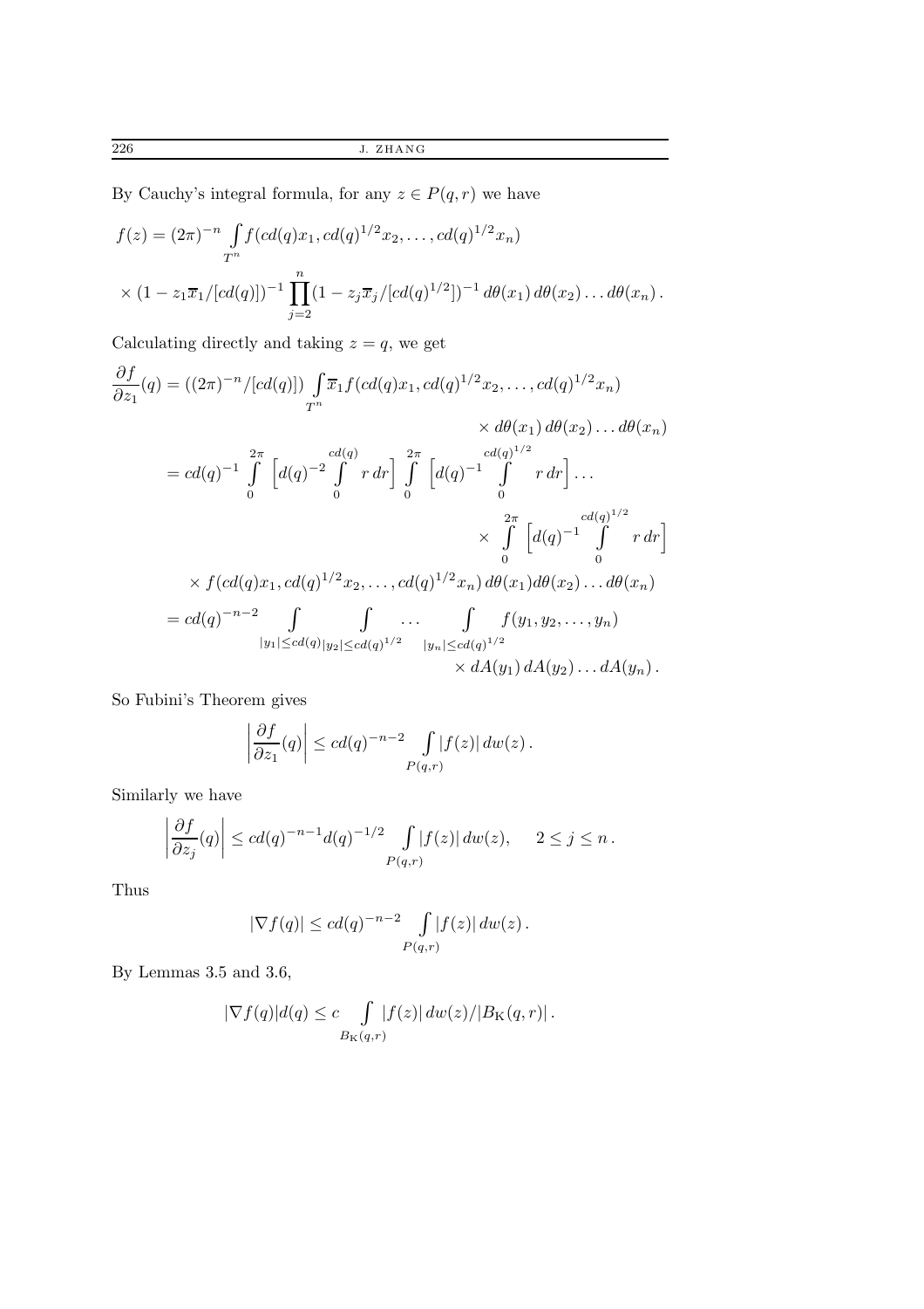By Cauchy's integral formula, for any $z \in P(q,r)$ we have

$$f(z) = (2\pi)^{-n} \int_{T^n} f(cd(q)x_1, cd(q)^{1/2}x_2, \ldots, cd(q)^{1/2}x_n)$$

$$\times (1 - z_1\overline{x}_1/[cd(q)])^{-1} \prod_{j=2}^{n} (1 - z_j\overline{x}_j/[cd(q)^{1/2}])^{-1}\, d\theta(x_1)\, d\theta(x_2) \ldots d\theta(x_n)\,.$$

Calculating directly and taking $z = q$, we get

$$\begin{aligned}
\frac{\partial f}{\partial z_1}(q) &= ((2\pi)^{-n}/[cd(q)]) \int_{T^n} \overline{x}_1 f(cd(q)x_1, cd(q)^{1/2}x_2, \ldots, cd(q)^{1/2}x_n) \\
&\qquad\qquad \times d\theta(x_1)\, d\theta(x_2) \ldots d\theta(x_n) \\
&= cd(q)^{-1} \int_0^{2\pi} \Big[d(q)^{-2} \int_0^{cd(q)} r\, dr\Big] \int_0^{2\pi} \Big[d(q)^{-1} \int_0^{cd(q)^{1/2}} r\, dr\Big] \ldots \\
&\qquad\qquad \times \int_0^{2\pi} \Big[d(q)^{-1} \int_0^{cd(q)^{1/2}} r\, dr\Big] \\
&\quad \times f(cd(q)x_1, cd(q)^{1/2}x_2, \ldots, cd(q)^{1/2}x_n)\, d\theta(x_1) d\theta(x_2) \ldots d\theta(x_n) \\
&= cd(q)^{-n-2} \int_{|y_1| \le cd(q)} \int_{|y_2| \le cd(q)^{1/2}} \ldots \int_{|y_n| \le cd(q)^{1/2}} f(y_1, y_2, \ldots, y_n) \\
&\qquad\qquad \times dA(y_1)\, dA(y_2) \ldots dA(y_n)\,.
\end{aligned}$$

So Fubini's Theorem gives

$$\left|\frac{\partial f}{\partial z_1}(q)\right| \le cd(q)^{-n-2} \int_{P(q,r)} |f(z)|\, dw(z)\,.$$

Similarly we have

$$\left|\frac{\partial f}{\partial z_j}(q)\right| \le cd(q)^{-n-1} d(q)^{-1/2} \int_{P(q,r)} |f(z)|\, dw(z), \qquad 2 \le j \le n\,.$$

Thus

$$|\nabla f(q)| \le cd(q)^{-n-2} \int_{P(q,r)} |f(z)|\, dw(z)\,.$$

By Lemmas 3.5 and 3.6,

$$|\nabla f(q)| d(q) \le c \int_{B_{\mathrm{K}}(q,r)} |f(z)|\, dw(z)/|B_{\mathrm{K}}(q,r)|\,.$$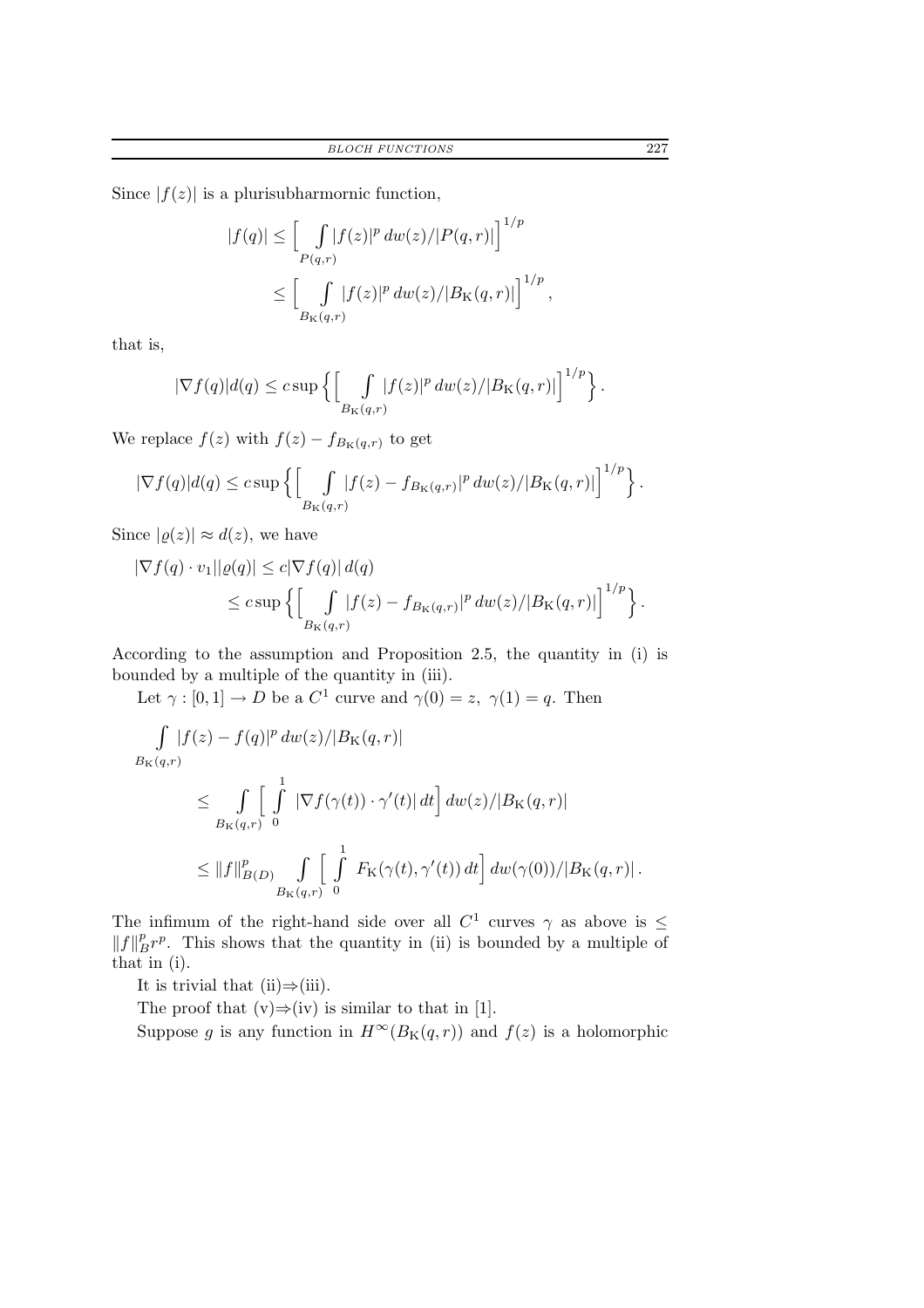Since $|f(z)|$ is a plurisubharmornic function,

$$
\begin{aligned}
|f(q)| &\le \Big[ \int\limits_{P(q,r)} |f(z)|^p \, dw(z)/|P(q,r)| \Big]^{1/p} \\
&\le \Big[ \int\limits_{B_{\mathrm{K}}(q,r)} |f(z)|^p \, dw(z)/|B_{\mathrm{K}}(q,r)| \Big]^{1/p},
\end{aligned}
$$

that is,

$$
|\nabla f(q)| d(q) \le c \sup \Big\{ \Big[ \int\limits_{B_{\mathrm{K}}(q,r)} |f(z)|^p \, dw(z)/|B_{\mathrm{K}}(q,r)| \Big]^{1/p} \Big\}.
$$

We replace $f(z)$ with $f(z) - f_{B_{\mathrm{K}}(q,r)}$ to get

$$
|\nabla f(q)| d(q) \le c \sup \Big\{ \Big[ \int\limits_{B_{\mathrm{K}}(q,r)} |f(z) - f_{B_{\mathrm{K}}(q,r)}|^p \, dw(z)/|B_{\mathrm{K}}(q,r)| \Big]^{1/p} \Big\}.
$$

Since $|\varrho(z)| \approx d(z)$, we have

$$
\begin{aligned}
|\nabla f(q) \cdot v_1| |\varrho(q)| &\le c |\nabla f(q)| \, d(q) \\
&\le c \sup \Big\{ \Big[ \int\limits_{B_{\mathrm{K}}(q,r)} |f(z) - f_{B_{\mathrm{K}}(q,r)}|^p \, dw(z)/|B_{\mathrm{K}}(q,r)| \Big]^{1/p} \Big\}.
\end{aligned}
$$

According to the assumption and Proposition 2.5, the quantity in (i) is bounded by a multiple of the quantity in (iii).

Let $\gamma : [0,1] \to D$ be a $C^1$ curve and $\gamma(0) = z,\ \gamma(1) = q$. Then

$$
\begin{aligned}
&\int\limits_{B_{\mathrm{K}}(q,r)} |f(z) - f(q)|^p \, dw(z)/|B_{\mathrm{K}}(q,r)| \\
&\qquad \le \int\limits_{B_{\mathrm{K}}(q,r)} \Big[ \int\limits_0^1 |\nabla f(\gamma(t)) \cdot \gamma'(t)| \, dt \Big] \, dw(z)/|B_{\mathrm{K}}(q,r)| \\
&\qquad \le \|f\|_{B(D)}^p \int\limits_{B_{\mathrm{K}}(q,r)} \Big[ \int\limits_0^1 F_{\mathrm{K}}(\gamma(t), \gamma'(t)) \, dt \Big] \, dw(\gamma(0))/|B_{\mathrm{K}}(q,r)|.
\end{aligned}
$$

The infimum of the right-hand side over all $C^1$ curves $\gamma$ as above is $\le \|f\|_B^p r^p$. This shows that the quantity in (ii) is bounded by a multiple of that in (i).

It is trivial that (ii)$\Rightarrow$(iii).

The proof that (v)$\Rightarrow$(iv) is similar to that in [1].

Suppose $g$ is any function in $H^\infty(B_{\mathrm{K}}(q,r))$ and $f(z)$ is a holomorphic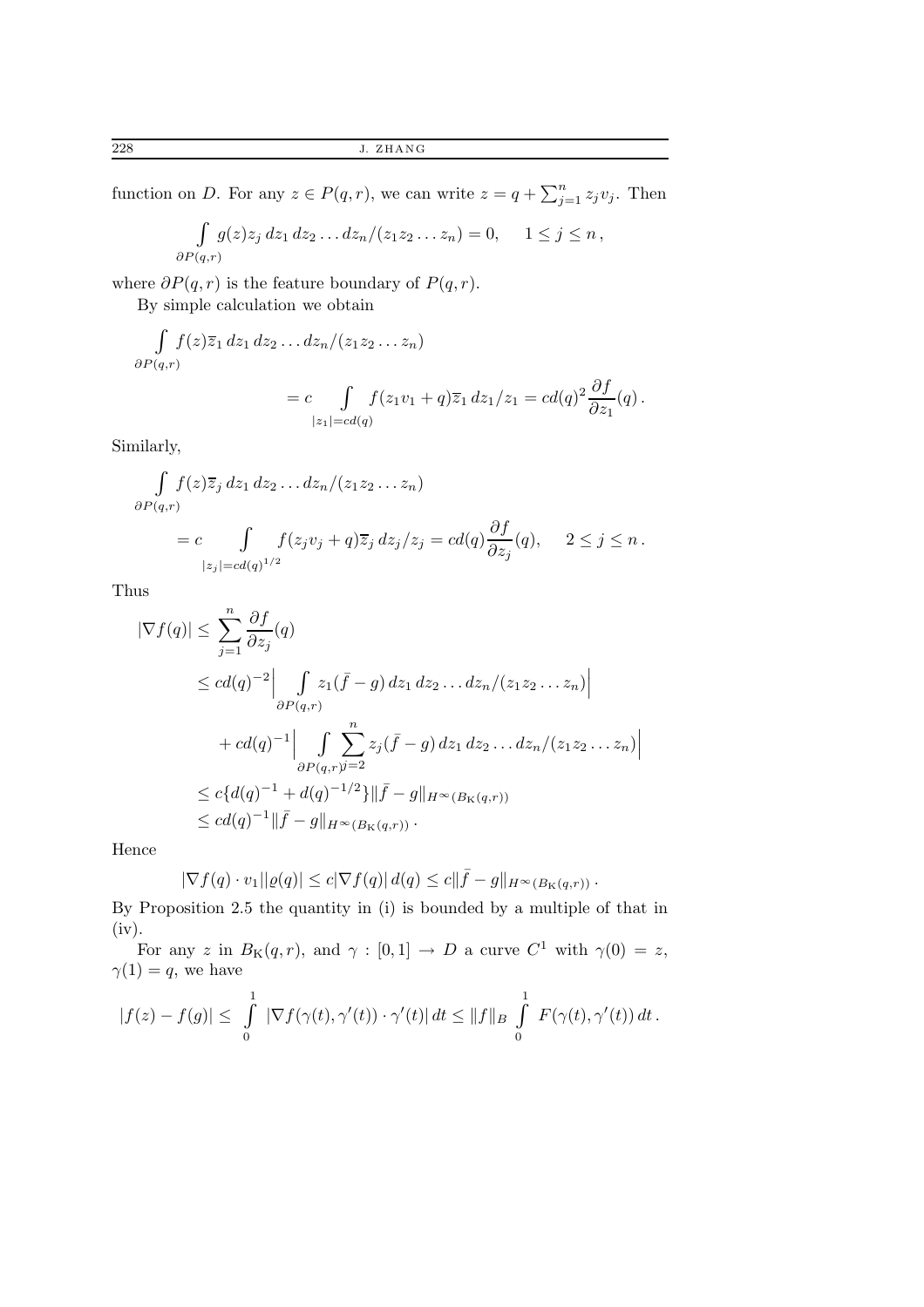function on $D$. For any $z \in P(q,r)$, we can write $z = q + \sum_{j=1}^{n} z_j v_j$. Then

$$\int_{\partial P(q,r)} g(z) z_j \, dz_1 \, dz_2 \dots dz_n / (z_1 z_2 \dots z_n) = 0, \quad 1 \le j \le n,$$

where $\partial P(q,r)$ is the feature boundary of $P(q,r)$.

By simple calculation we obtain

$$\int_{\partial P(q,r)} f(z) \overline{z}_1 \, dz_1 \, dz_2 \dots dz_n / (z_1 z_2 \dots z_n)$$

$$= c \int_{|z_1| = cd(q)} f(z_1 v_1 + q) \overline{z}_1 \, dz_1 / z_1 = cd(q)^2 \frac{\partial f}{\partial z_1}(q).$$

Similarly,

$$\int_{\partial P(q,r)} f(z) \overline{z}_j \, dz_1 \, dz_2 \dots dz_n / (z_1 z_2 \dots z_n)$$

$$= c \int_{|z_j| = cd(q)^{1/2}} f(z_j v_j + q) \overline{z}_j \, dz_j / z_j = cd(q) \frac{\partial f}{\partial z_j}(q), \quad 2 \le j \le n.$$

Thus

$$\begin{aligned}
|\nabla f(q)| &\le \sum_{j=1}^{n} \frac{\partial f}{\partial z_j}(q) \\
&\le cd(q)^{-2} \Big| \int_{\partial P(q,r)} z_1 (\bar{f} - g) \, dz_1 \, dz_2 \dots dz_n / (z_1 z_2 \dots z_n) \Big| \\
&\quad + cd(q)^{-1} \Big| \int_{\partial P(q,r)} \sum_{j=2}^{n} z_j (\bar{f} - g) \, dz_1 \, dz_2 \dots dz_n / (z_1 z_2 \dots z_n) \Big| \\
&\le c \{ d(q)^{-1} + d(q)^{-1/2} \} \| \bar{f} - g \|_{H^\infty(B_{\mathrm{K}}(q,r))} \\
&\le cd(q)^{-1} \| \bar{f} - g \|_{H^\infty(B_{\mathrm{K}}(q,r))}.
\end{aligned}$$

Hence

$$|\nabla f(q) \cdot v_1| |\varrho(q)| \le c |\nabla f(q)| \, d(q) \le c \| \bar{f} - g \|_{H^\infty(B_{\mathrm{K}}(q,r))}.$$

By Proposition 2.5 the quantity in (i) is bounded by a multiple of that in (iv).

For any $z$ in $B_{\mathrm{K}}(q,r)$, and $\gamma : [0,1] \to D$ a curve $C^1$ with $\gamma(0) = z$, $\gamma(1) = q$, we have

$$|f(z) - f(g)| \le \int_0^1 |\nabla f(\gamma(t), \gamma'(t)) \cdot \gamma'(t)| \, dt \le \|f\|_B \int_0^1 F(\gamma(t), \gamma'(t)) \, dt.$$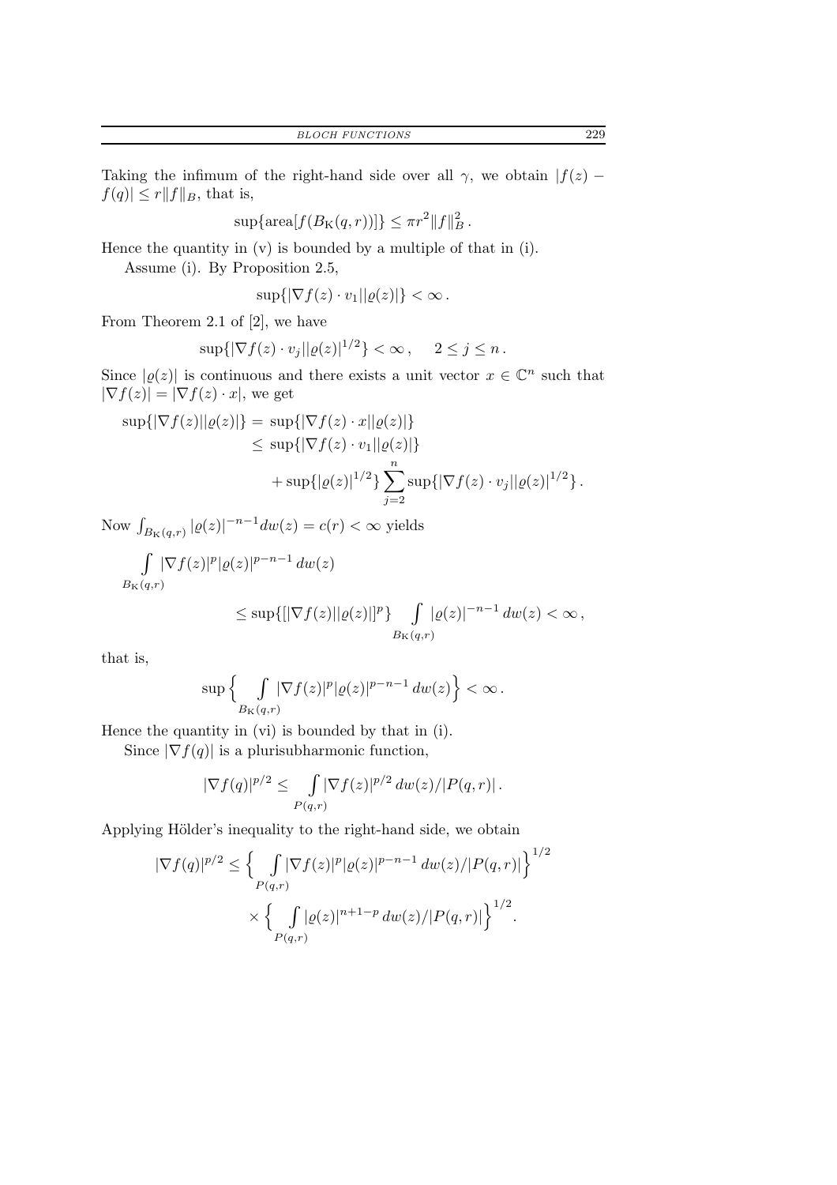Taking the infimum of the right-hand side over all $\gamma$, we obtain $|f(z) - f(q)| \leq r\|f\|_B$, that is,

$$\sup\{\text{area}[f(B_{\mathrm{K}}(q,r))]\} \leq \pi r^2 \|f\|_B^2 \,.$$

Hence the quantity in (v) is bounded by a multiple of that in (i).

Assume (i). By Proposition 2.5,

$$\sup\{|\nabla f(z) \cdot v_1||\varrho(z)|\} < \infty \,.$$

From Theorem 2.1 of [2], we have

$$\sup\{|\nabla f(z) \cdot v_j||\varrho(z)|^{1/2}\} < \infty \,, \quad 2 \leq j \leq n \,.$$

Since $|\varrho(z)|$ is continuous and there exists a unit vector $x \in \mathbb{C}^n$ such that $|\nabla f(z)| = |\nabla f(z) \cdot x|$, we get

$$\begin{aligned}
\sup\{|\nabla f(z)||\varrho(z)|\} &= \sup\{|\nabla f(z) \cdot x||\varrho(z)|\} \\
&\leq \sup\{|\nabla f(z) \cdot v_1||\varrho(z)|\} \\
&\quad + \sup\{|\varrho(z)|^{1/2}\} \sum_{j=2}^{n} \sup\{|\nabla f(z) \cdot v_j||\varrho(z)|^{1/2}\} \,.
\end{aligned}$$

Now $\int_{B_{\mathrm{K}}(q,r)} |\varrho(z)|^{-n-1} dw(z) = c(r) < \infty$ yields

$$\begin{aligned}
&\int_{B_{\mathrm{K}}(q,r)} |\nabla f(z)|^p |\varrho(z)|^{p-n-1} \, dw(z) \\
&\qquad \leq \sup\{[|\nabla f(z)||\varrho(z)|]^p\} \int_{B_{\mathrm{K}}(q,r)} |\varrho(z)|^{-n-1} \, dw(z) < \infty \,,
\end{aligned}$$

that is,

$$\sup\Big\{ \int_{B_{\mathrm{K}}(q,r)} |\nabla f(z)|^p |\varrho(z)|^{p-n-1} \, dw(z) \Big\} < \infty \,.$$

Hence the quantity in (vi) is bounded by that in (i).

Since $|\nabla f(q)|$ is a plurisubharmonic function,

$$|\nabla f(q)|^{p/2} \leq \int_{P(q,r)} |\nabla f(z)|^{p/2} \, dw(z)/|P(q,r)| \,.$$

Applying Hölder's inequality to the right-hand side, we obtain

$$\begin{aligned}
|\nabla f(q)|^{p/2} &\leq \Big\{ \int_{P(q,r)} |\nabla f(z)|^p |\varrho(z)|^{p-n-1} \, dw(z)/|P(q,r)| \Big\}^{1/2} \\
&\quad \times \Big\{ \int_{P(q,r)} |\varrho(z)|^{n+1-p} \, dw(z)/|P(q,r)| \Big\}^{1/2}.
\end{aligned}$$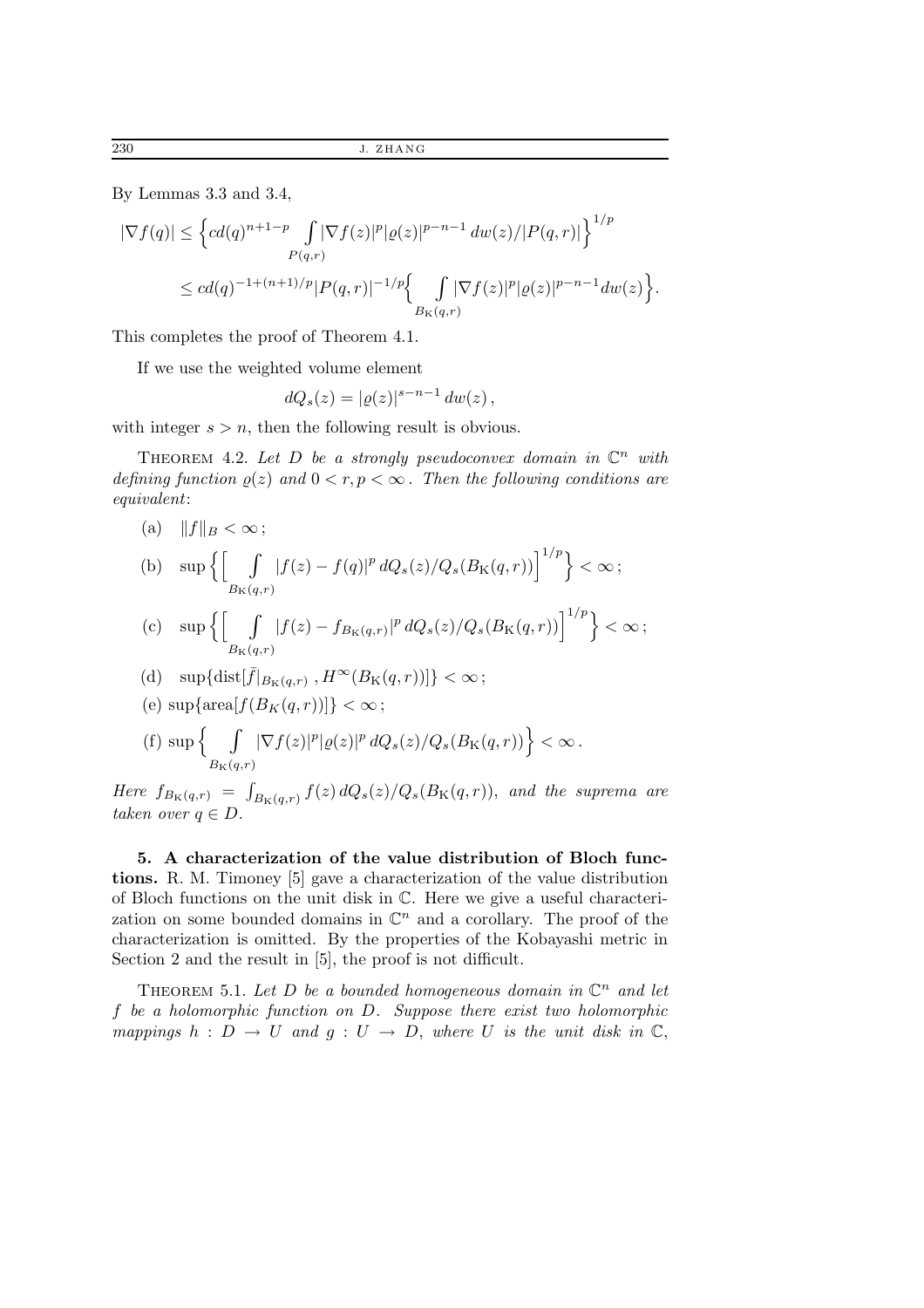By Lemmas 3.3 and 3.4,

$$
\begin{aligned}
|\nabla f(q)| &\le \Big\{ c d(q)^{n+1-p} \int\limits_{P(q,r)} |\nabla f(z)|^p |\varrho(z)|^{p-n-1}\, dw(z)/|P(q,r)| \Big\}^{1/p} \\
&\le c d(q)^{-1+(n+1)/p} |P(q,r)|^{-1/p} \Big\{ \int\limits_{B_{\mathrm{K}}(q,r)} |\nabla f(z)|^p |\varrho(z)|^{p-n-1} dw(z) \Big\}.
\end{aligned}
$$

This completes the proof of Theorem 4.1.

If we use the weighted volume element

$$
dQ_s(z) = |\varrho(z)|^{s-n-1}\, dw(z)\,,
$$

with integer $s > n$, then the following result is obvious.

THEOREM 4.2. *Let $D$ be a strongly pseudoconvex domain in $\mathbb{C}^n$ with defining function $\varrho(z)$ and $0 < r, p < \infty$. Then the following conditions are equivalent*:

(a) $\|f\|_B < \infty$;

(b) $\sup \Big\{ \Big[ \int\limits_{B_{\mathrm{K}}(q,r)} |f(z) - f(q)|^p \, dQ_s(z)/Q_s(B_{\mathrm{K}}(q,r)) \Big]^{1/p} \Big\} < \infty$;

(c) $\sup \Big\{ \Big[ \int\limits_{B_{\mathrm{K}}(q,r)} |f(z) - f_{B_{\mathrm{K}}(q,r)}|^p \, dQ_s(z)/Q_s(B_{\mathrm{K}}(q,r)) \Big]^{1/p} \Big\} < \infty$;

(d) $\sup\{\mathrm{dist}[\bar{f}|_{B_{\mathrm{K}}(q,r)}\,, H^\infty(B_{\mathrm{K}}(q,r))]\} < \infty$;

(e) $\sup\{\mathrm{area}[f(B_K(q,r))]\} < \infty$;

(f) $\sup \Big\{ \int\limits_{B_{\mathrm{K}}(q,r)} |\nabla f(z)|^p |\varrho(z)|^p \, dQ_s(z)/Q_s(B_{\mathrm{K}}(q,r)) \Big\} < \infty$.

*Here $f_{B_{\mathrm{K}}(q,r)} = \int_{B_{\mathrm{K}}(q,r)} f(z)\, dQ_s(z)/Q_s(B_{\mathrm{K}}(q,r))$, and the suprema are taken over $q \in D$.*

**5. A characterization of the value distribution of Bloch functions.** R. M. Timoney [5] gave a characterization of the value distribution of Bloch functions on the unit disk in $\mathbb{C}$. Here we give a useful characterization on some bounded domains in $\mathbb{C}^n$ and a corollary. The proof of the characterization is omitted. By the properties of the Kobayashi metric in Section 2 and the result in [5], the proof is not difficult.

THEOREM 5.1. *Let $D$ be a bounded homogeneous domain in $\mathbb{C}^n$ and let $f$ be a holomorphic function on $D$. Suppose there exist two holomorphic mappings $h : D \to U$ and $g : U \to D$, where $U$ is the unit disk in $\mathbb{C}$,*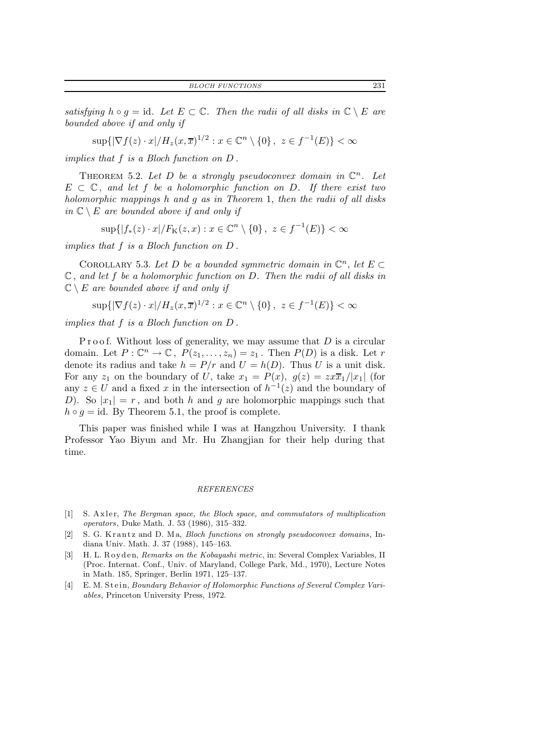*satisfying $h \circ g = \mathrm{id}$. Let $E \subset \mathbb{C}$. Then the radii of all disks in $\mathbb{C} \setminus E$ are bounded above if and only if*

$$\sup\{|\nabla f(z) \cdot x| / H_z(x, \overline{x})^{1/2} : x \in \mathbb{C}^n \setminus \{0\},\ z \in f^{-1}(E)\} < \infty$$

*implies that $f$ is a Bloch function on $D$.*

THEOREM 5.2. *Let $D$ be a strongly pseudoconvex domain in $\mathbb{C}^n$. Let $E \subset \mathbb{C}$, and let $f$ be a holomorphic function on $D$. If there exist two holomorphic mappings $h$ and $g$ as in Theorem 1, then the radii of all disks in $\mathbb{C} \setminus E$ are bounded above if and only if*

$$\sup\{|f_*(z) \cdot x| / F_{\mathrm{K}}(z, x) : x \in \mathbb{C}^n \setminus \{0\},\ z \in f^{-1}(E)\} < \infty$$

*implies that $f$ is a Bloch function on $D$.*

COROLLARY 5.3. *Let $D$ be a bounded symmetric domain in $\mathbb{C}^n$, let $E \subset \mathbb{C}$, and let $f$ be a holomorphic function on $D$. Then the radii of all disks in $\mathbb{C} \setminus E$ are bounded above if and only if*

$$\sup\{|\nabla f(z) \cdot x| / H_z(x, \overline{x})^{1/2} : x \in \mathbb{C}^n \setminus \{0\},\ z \in f^{-1}(E)\} < \infty$$

*implies that $f$ is a Bloch function on $D$.*

Proof. Without loss of generality, we may assume that $D$ is a circular domain. Let $P : \mathbb{C}^n \to \mathbb{C}$, $P(z_1, \ldots, z_n) = z_1$. Then $P(D)$ is a disk. Let $r$ denote its radius and take $h = P/r$ and $U = h(D)$. Thus $U$ is a unit disk. For any $z_1$ on the boundary of $U$, take $x_1 = P(x)$, $g(z) = zx\overline{x}_1/|x_1|$ (for any $z \in U$ and a fixed $x$ in the intersection of $h^{-1}(z)$ and the boundary of $D$). So $|x_1| = r$, and both $h$ and $g$ are holomorphic mappings such that $h \circ g = \mathrm{id}$. By Theorem 5.1, the proof is complete.

This paper was finished while I was at Hangzhou University. I thank Professor Yao Biyun and Mr. Hu Zhangjian for their help during that time.

## REFERENCES

[1] S. Axler, *The Bergman space, the Bloch space, and commutators of multiplication operators*, Duke Math. J. 53 (1986), 315–332.

[2] S. G. Krantz and D. Ma, *Bloch functions on strongly pseudoconvex domains*, Indiana Univ. Math. J. 37 (1988), 145–163.

[3] H. L. Royden, *Remarks on the Kobayashi metric*, in: Several Complex Variables, II (Proc. Internat. Conf., Univ. of Maryland, College Park, Md., 1970), Lecture Notes in Math. 185, Springer, Berlin 1971, 125–137.

[4] E. M. Stein, *Boundary Behavior of Holomorphic Functions of Several Complex Variables*, Princeton University Press, 1972.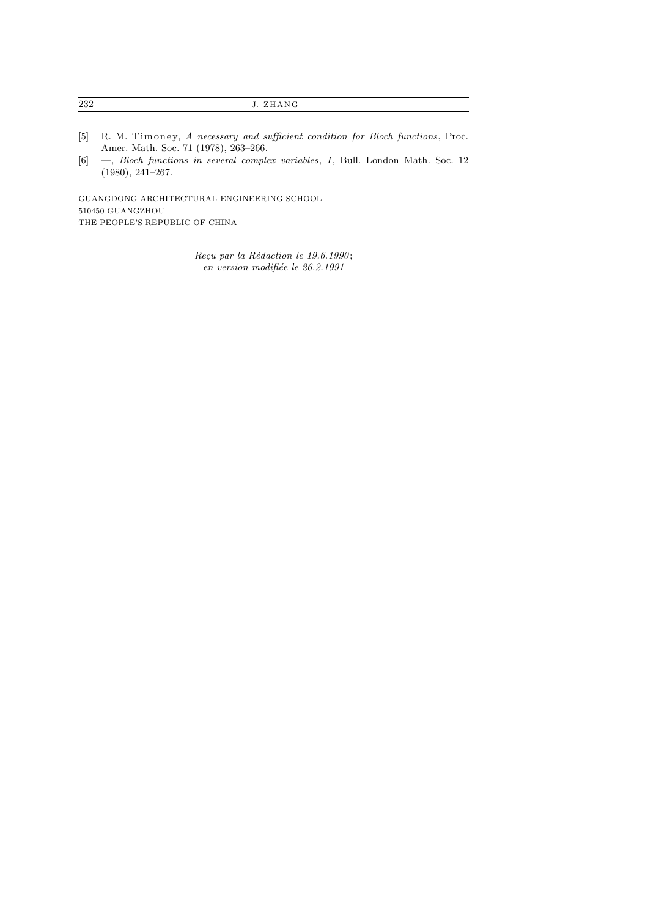[5] R. M. Timoney, *A necessary and sufficient condition for Bloch functions*, Proc. Amer. Math. Soc. 71 (1978), 263–266.

[6] —, *Bloch functions in several complex variables*, *I*, Bull. London Math. Soc. 12 (1980), 241–267.

GUANGDONG ARCHITECTURAL ENGINEERING SCHOOL
510450 GUANGZHOU
THE PEOPLE'S REPUBLIC OF CHINA

*Reçu par la Rédaction le 19.6.1990*;
*en version modifiée le 26.2.1991*